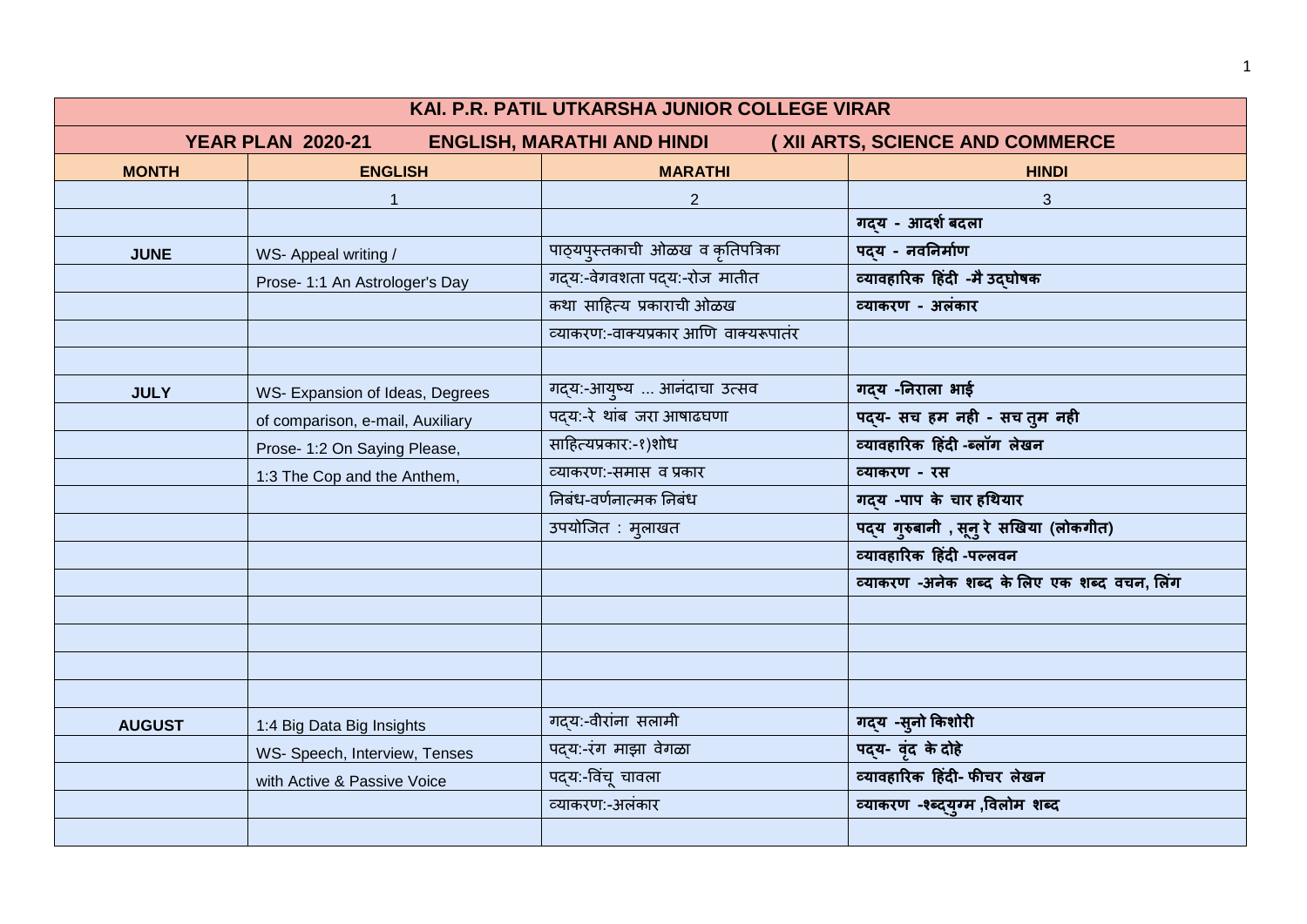| KAI. P.R. PATIL UTKARSHA JUNIOR COLLEGE VIRAR | | | |
|---|---|---|---|
| YEAR PLAN 2020-21 | ENGLISH, MARATHI AND HINDI | ( XII ARTS, SCIENCE AND COMMERCE | |
| **MONTH** | **ENGLISH** | **MARATHI** | **HINDI** |
| | 1 | 2 | 3 |
| | | | गद्य - आदर्श बदला |
| **JUNE** | WS- Appeal writing / | पाठ्यपुस्तकाची ओळख व कृतिपत्रिका | पद्य - नवनिर्माण |
| | Prose- 1:1 An Astrologer's Day | गद्य:-वेगवशता पद्य:-रोज मातीत | व्यावहारिक हिंदी -मै उद्घोषक |
| | | कथा साहित्य प्रकाराची ओळख | व्याकरण - अलंकार |
| | | व्याकरण:-वाक्यप्रकार आणि वाक्यरूपातंर | |
| | | | |
| **JULY** | WS- Expansion of Ideas, Degrees | गद्य:-आयुष्य ... आनंदाचा उत्सव | गद्य -निराला भाई |
| | of comparison, e-mail, Auxiliary | पद्य:-रे थांब जरा आषाढघणा | पद्य- सच हम नही - सच तुम नही |
| | Prose- 1:2 On Saying Please, | साहित्यप्रकार:-१)शोध | व्यावहारिक हिंदी -ब्लॉग लेखन |
| | 1:3 The Cop and the Anthem, | व्याकरण:-समास व प्रकार | व्याकरण - रस |
| | | निबंध-वर्णनात्मक निबंध | गद्य -पाप के चार हथियार |
| | | उपयोजित : मुलाखत | पद्य गुरुबानी , सुनु रे सखिया (लोकगीत) |
| | | | व्यावहारिक हिंदी -पल्लवन |
| | | | व्याकरण -अनेक शब्द के लिए एक शब्द वचन, लिंग |
| | | | |
| | | | |
| | | | |
| | | | |
| **AUGUST** | 1:4 Big Data Big Insights | गद्य:-वीरांना सलामी | गद्य -सुनो किशोरी |
| | WS- Speech, Interview, Tenses | पद्य:-रंग माझा वेगळा | पद्य- वृंद के दोहे |
| | with Active & Passive Voice | पद्य:-विंचू चावला | व्यावहारिक हिंदी- फीचर लेखन |
| | | व्याकरण:-अलंकार | व्याकरण -शब्दयुग्म ,विलोम शब्द |
| | | | |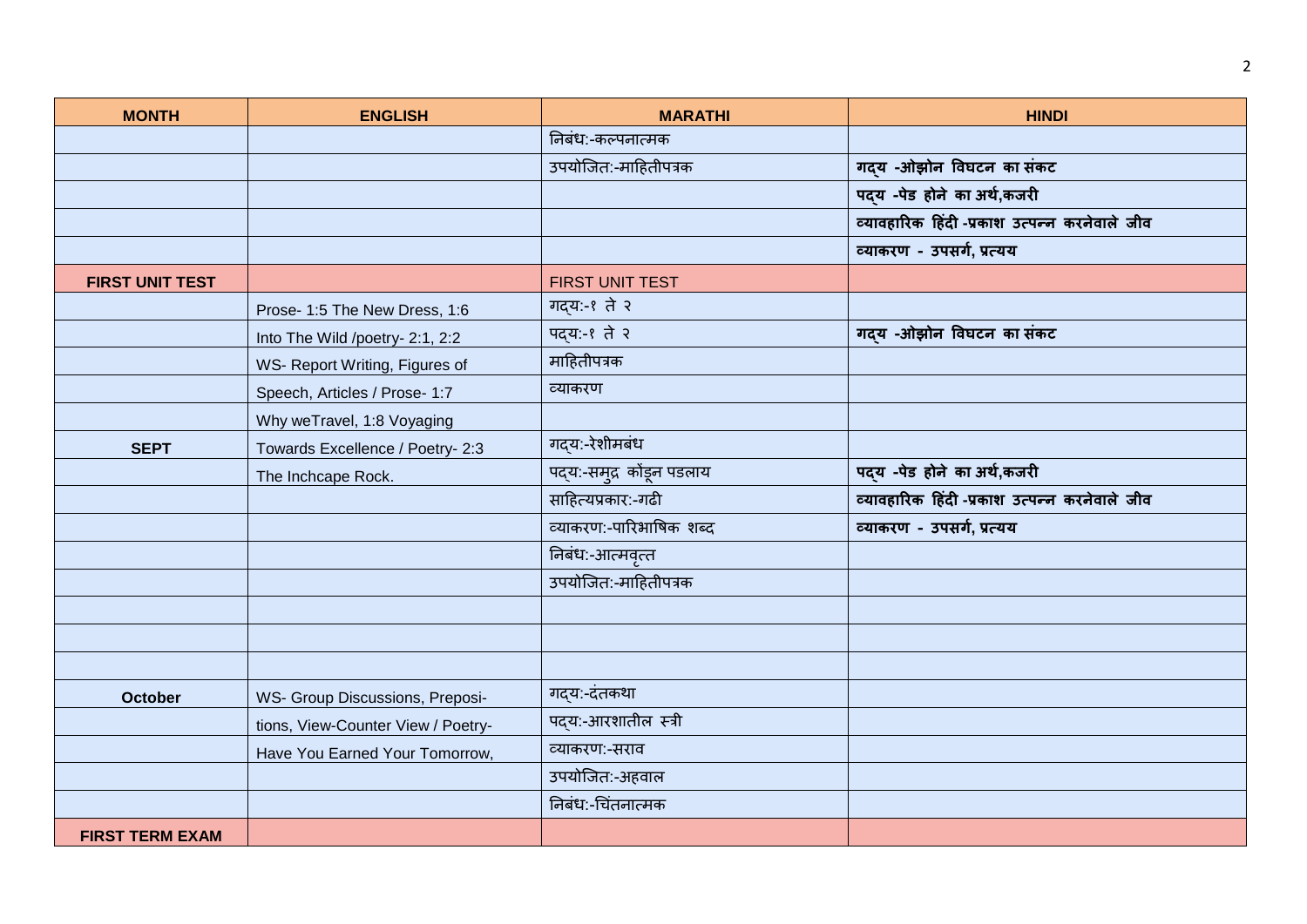| MONTH | ENGLISH | MARATHI | HINDI |
|---|---|---|---|
| | | निबंध:-कल्पनात्मक | |
| | | उपयोजित:-माहितीपत्रक | **गद्य -ओझोन विघटन का संकट** |
| | | | **पद्य -पेड होने का अर्थ,कजरी** |
| | | | **व्यावहारिक हिंदी -प्रकाश उत्पन्न करनेवाले जीव** |
| | | | **व्याकरण - उपसर्ग, प्रत्यय** |
| **FIRST UNIT TEST** | | FIRST UNIT TEST | |
| | Prose- 1:5 The New Dress, 1:6 | गद्य:-१ ते २ | |
| | Into The Wild /poetry- 2:1, 2:2 | पद्य:-१ ते २ | **गद्य -ओझोन विघटन का संकट** |
| | WS- Report Writing, Figures of | माहितीपत्रक | |
| | Speech, Articles / Prose- 1:7 | व्याकरण | |
| | Why weTravel, 1:8 Voyaging | | |
| **SEPT** | Towards Excellence / Poetry- 2:3 | गद्य:-रेशीमबंध | |
| | The Inchcape Rock. | पद्य:-समुद्र कोंडून पडलाय | **पद्य -पेड होने का अर्थ,कजरी** |
| | | साहित्यप्रकार:-गढी | **व्यावहारिक हिंदी -प्रकाश उत्पन्न करनेवाले जीव** |
| | | व्याकरण:-पारिभाषिक शब्द | **व्याकरण - उपसर्ग, प्रत्यय** |
| | | निबंध:-आत्मवृत्त | |
| | | उपयोजित:-माहितीपत्रक | |
| | | | |
| | | | |
| | | | |
| **October** | WS- Group Discussions, Preposi- | गद्य:-दंतकथा | |
| | tions, View-Counter View / Poetry- | पद्य:-आरशातील स्त्री | |
| | Have You Earned Your Tomorrow, | व्याकरण:-सराव | |
| | | उपयोजित:-अहवाल | |
| | | निबंध:-चिंतनात्मक | |
| **FIRST TERM EXAM** | | | |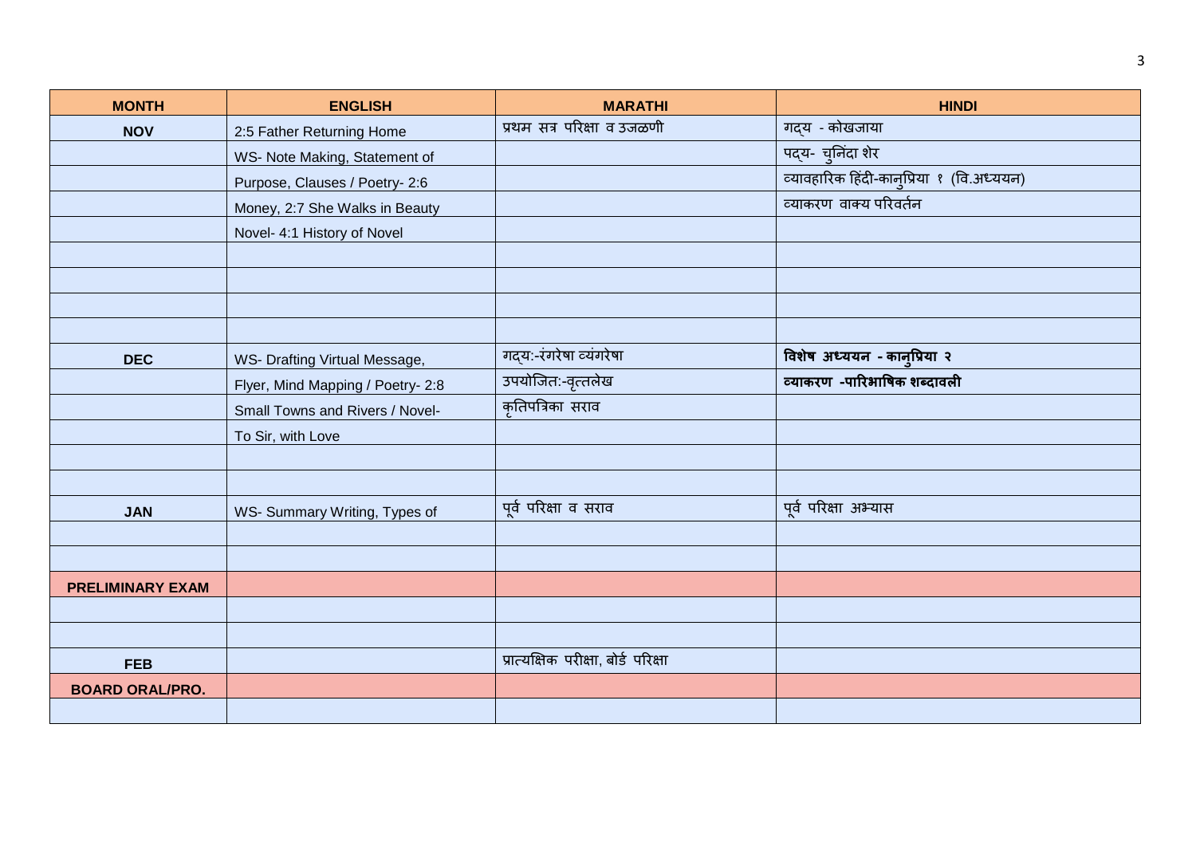| MONTH | ENGLISH | MARATHI | HINDI |
|---|---|---|---|
| NOV | 2:5 Father Returning Home | प्रथम सत्र परिक्षा व उजळणी | गद्य - कोखजाया |
| | WS- Note Making, Statement of | | पद्य- चुनिंदा शेर |
| | Purpose, Clauses / Poetry- 2:6 | | व्यावहारिक हिंदी-कानुप्रिया १ (वि.अध्ययन) |
| | Money, 2:7 She Walks in Beauty | | व्याकरण वाक्य परिवर्तन |
| | Novel- 4:1 History of Novel | | |
| | | | |
| | | | |
| | | | |
| | | | |
| DEC | WS- Drafting Virtual Message, | गद्य:-रंगरेषा व्यंगरेषा | **विशेष अध्ययन - कानुप्रिया २** |
| | Flyer, Mind Mapping / Poetry- 2:8 | उपयोजित:-वृत्तलेख | **व्याकरण -पारिभाषिक शब्दावली** |
| | Small Towns and Rivers / Novel- | कृतिपत्रिका सराव | |
| | To Sir, with Love | | |
| | | | |
| | | | |
| JAN | WS- Summary Writing, Types of | पूर्व परिक्षा व सराव | पूर्व परिक्षा अभ्यास |
| | | | |
| | | | |
| PRELIMINARY EXAM | | | |
| | | | |
| | | | |
| FEB | | प्रात्यक्षिक परीक्षा, बोर्ड परिक्षा | |
| BOARD ORAL/PRO. | | | |
| | | | |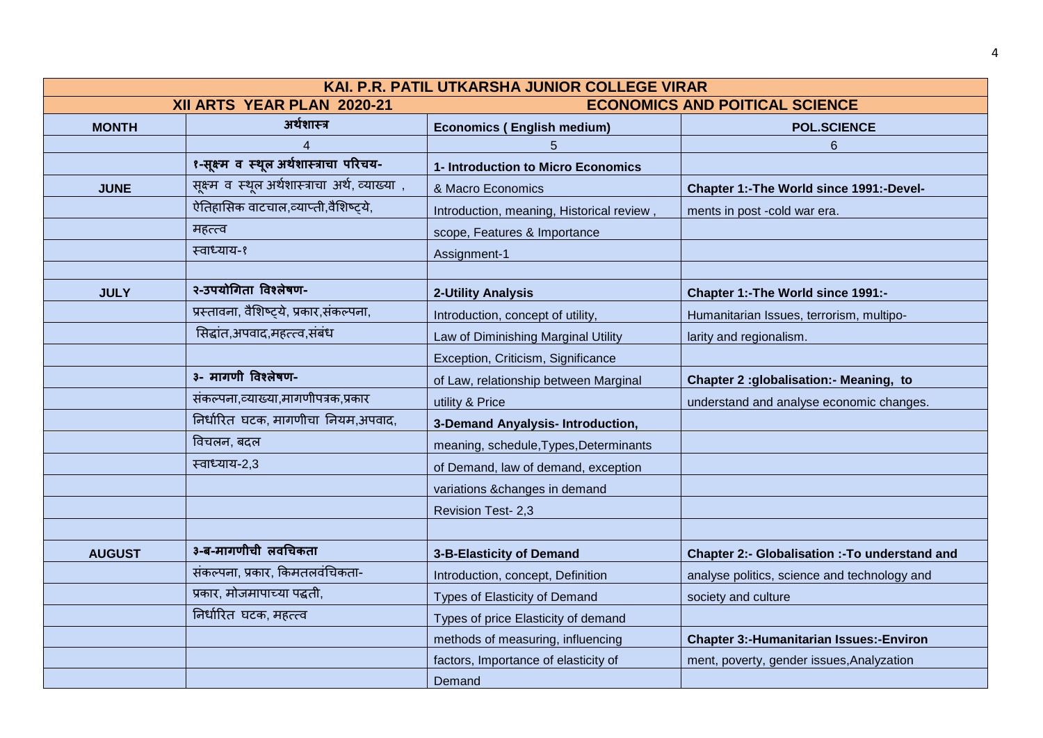| KAI. P.R. PATIL UTKARSHA JUNIOR COLLEGE VIRAR | | | |
|---|---|---|---|
| XII ARTS YEAR PLAN 2020-21 | | ECONOMICS AND POITICAL SCIENCE | |
| **MONTH** | **अर्थशास्त्र** | **Economics ( English medium)** | **POL.SCIENCE** |
| | 4 | 5 | 6 |
| | **१-सूक्ष्म व स्थूल अर्थशास्त्राचा परिचय-** | **1- Introduction to Micro Economics** | |
| **JUNE** | सूक्ष्म व स्थूल अर्थशास्त्राचा अर्थ, व्याख्या , | & Macro Economics | **Chapter 1:-The World since 1991:-Devel-** |
| | ऐतिहासिक वाटचाल,व्याप्ती,वैशिष्ट्ये, | Introduction, meaning, Historical review , | ments in post -cold war era. |
| | महत्त्व | scope, Features & Importance | |
| | स्वाध्याय-१ | Assignment-1 | |
| | | | |
| **JULY** | **२-उपयोगिता विश्लेषण-** | **2-Utility Analysis** | **Chapter 1:-The World since 1991:-** |
| | प्रस्तावना, वैशिष्ट्ये, प्रकार,संकल्पना, | Introduction, concept of utility, | Humanitarian Issues, terrorism, multipo- |
| | सिद्धांत,अपवाद,महत्त्व,संबंध | Law of Diminishing Marginal Utility | larity and regionalism. |
| | | Exception, Criticism, Significance | |
| | **३- मागणी विश्लेषण-** | of Law, relationship between Marginal | **Chapter 2 :globalisation:- Meaning, to** |
| | संकल्पना,व्याख्या,मागणीपत्रक,प्रकार | utility & Price | understand and analyse economic changes. |
| | निर्धारित घटक, मागणीचा नियम,अपवाद, | **3-Demand Anyalysis- Introduction,** | |
| | विचलन, बदल | meaning, schedule,Types,Determinants | |
| | स्वाध्याय-2,3 | of Demand, law of demand, exception | |
| | | variations &changes in demand | |
| | | Revision Test- 2,3 | |
| | | | |
| **AUGUST** | **३-ब-मागणीची लवचिकता** | **3-B-Elasticity of Demand** | **Chapter 2:- Globalisation :-To understand and** |
| | संकल्पना, प्रकार, किमतलवचिकता- | Introduction, concept, Definition | analyse politics, science and technology and |
| | प्रकार, मोजमापाच्या पद्धती, | Types of Elasticity of Demand | society and culture |
| | निर्धारित घटक, महत्त्व | Types of price Elasticity of demand | |
| | | methods of measuring, influencing | **Chapter 3:-Humanitarian Issues:-Environ** |
| | | factors, Importance of elasticity of | ment, poverty, gender issues,Analyzation |
| | | Demand | |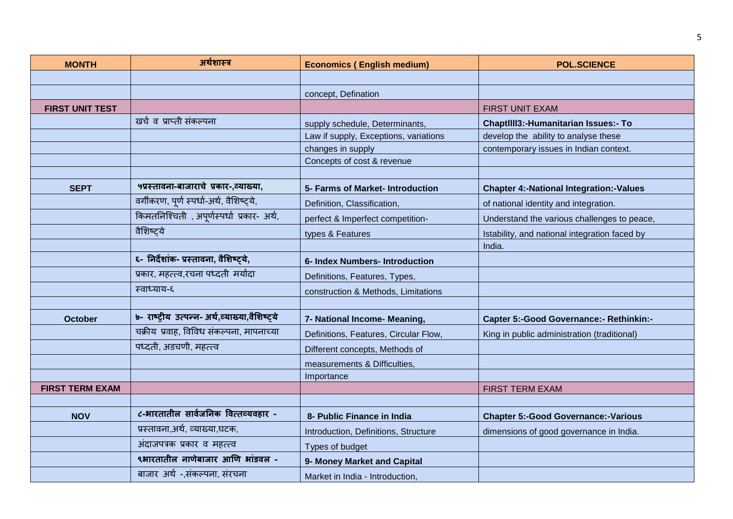| MONTH | अर्थशास्त्र | Economics ( English medium) | POL.SCIENCE |
|---|---|---|---|
| | | | |
| | | concept, Defination | |
| FIRST UNIT TEST | | | FIRST UNIT EXAM |
| | खर्च व प्राप्ती संकल्पना | supply schedule, Determinants, | **ChaptIII3:-Humanitarian Issues:- To** |
| | | Law if supply, Exceptions, variations | develop the ability to analyse these |
| | | changes in supply | contemporary issues in Indian context. |
| | | Concepts of cost & revenue | |
| | | | |
| **SEPT** | **५प्रस्तावना-बाजाराचे प्रकार-,व्याख्या,** | **5- Farms of Market- Introduction** | **Chapter 4:-National Integration:-Values** |
| | वर्गीकरण, पूर्ण स्पर्धा-अर्थ, वैशिष्ट्ये, | Definition, Classification, | of national identity and integration. |
| | किमतनिश्चिती , अपूर्णस्पर्धा प्रकार- अर्थ, | perfect & Imperfect competition- | Understand the various challenges to peace, |
| | वैशिष्ट्ये | types & Features | Istability, and national integration faced by |
| | | | India. |
| | **६- निर्देशांक- प्रस्तावना, वैशिष्ट्ये,** | **6- Index Numbers- Introduction** | |
| | प्रकार, महत्त्व,रचना पध्दती मर्यादा | Definitions, Features, Types, | |
| | स्वाध्याय-६ | construction & Methods, Limitations | |
| | | | |
| **October** | **७- राष्ट्रीय उत्पन्न- अर्थ,व्याख्या,वैशिष्ट्ये** | **7- National Income- Meaning,** | **Capter 5:-Good Governance:- Rethinkin:-** |
| | चक्रीय प्रवाह, विविध संकल्पना, मापनाच्या | Definitions, Features, Circular Flow, | King in public administration (traditional) |
| | पध्दती, अडचणी, महत्त्व | Different concepts, Methods of | |
| | | measurements & Difficulties, | |
| | | Importance | |
| FIRST TERM EXAM | | | FIRST TERM EXAM |
| | | | |
| **NOV** | **८-भारतातील सार्वजनिक वित्तव्यवहार -** | **8- Public Finance in India** | **Chapter 5:-Good Governance:-Various** |
| | प्रस्तावना,अर्थ, व्याख्या,घटक, | Introduction, Definitions, Structure | dimensions of good governance in India. |
| | अंदाजपत्रक प्रकार व महत्त्व | Types of budget | |
| | **९भारतातील नाणेबाजार आणि भांडवल -** | **9- Money Market and Capital** | |
| | बाजार अर्थ -,संकल्पना, संरचना | Market in India - Introduction, | |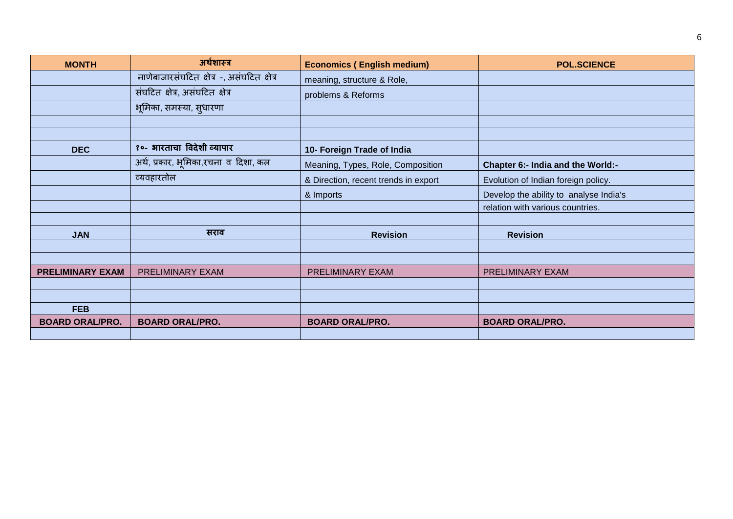| MONTH | अर्थशास्त्र | Economics ( English medium) | POL.SCIENCE |
|---|---|---|---|
| | नाणेबाजारसंघटित क्षेत्र -, असंघटित क्षेत्र | meaning, structure & Role, | |
| | संघटित क्षेत्र, असंघटित क्षेत्र | problems & Reforms | |
| | भूमिका, समस्या, सुधारणा | | |
| | | | |
| | | | |
| **DEC** | **१०- भारताचा विदेशी व्यापार** | **10- Foreign Trade of India** | |
| | अर्थ, प्रकार, भूमिका,रचना व दिशा, कल | Meaning, Types, Role, Composition | **Chapter 6:- India and the World:-** |
| | व्यवहारतोल | & Direction, recent trends in export | Evolution of Indian foreign policy. |
| | | & Imports | Develop the ability to analyse India's |
| | | | relation with various countries. |
| | | | |
| **JAN** | **सराव** | **Revision** | **Revision** |
| | | | |
| | | | |
| **PRELIMINARY EXAM** | PRELIMINARY EXAM | PRELIMINARY EXAM | PRELIMINARY EXAM |
| | | | |
| | | | |
| **FEB** | | | |
| **BOARD ORAL/PRO.** | **BOARD ORAL/PRO.** | **BOARD ORAL/PRO.** | **BOARD ORAL/PRO.** |
| | | | |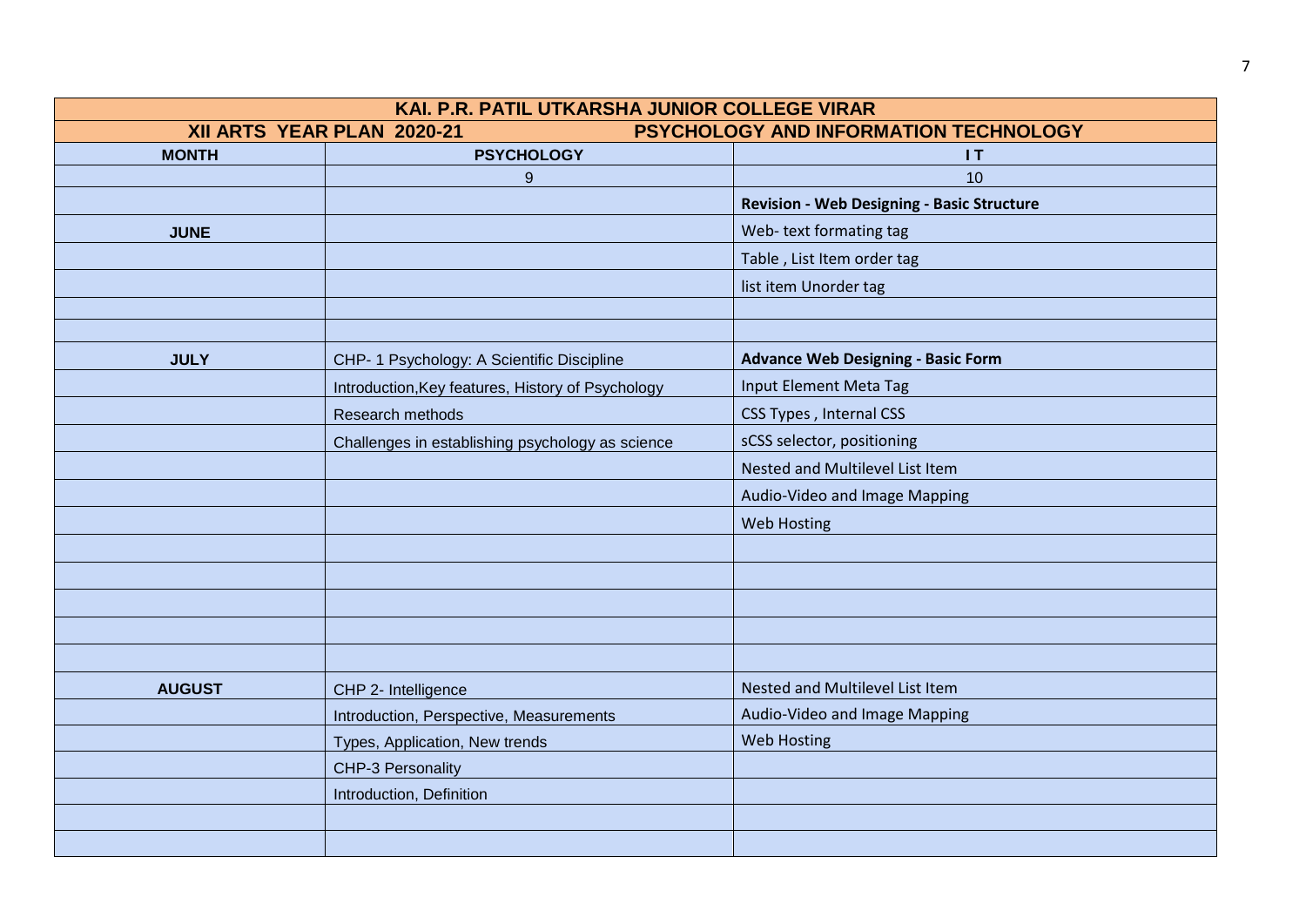| KAI. P.R. PATIL UTKARSHA JUNIOR COLLEGE VIRAR | | |
|---|---|---|
| XII ARTS YEAR PLAN 2020-21 | PSYCHOLOGY AND INFORMATION TECHNOLOGY | |
| **MONTH** | **PSYCHOLOGY** | **I T** |
| | 9 | 10 |
| | | **Revision - Web Designing - Basic Structure** |
| **JUNE** | | Web- text formating tag |
| | | Table , List Item order tag |
| | | list item Unorder tag |
| | | |
| | | |
| **JULY** | CHP- 1 Psychology: A Scientific Discipline | **Advance Web Designing - Basic Form** |
| | Introduction,Key features, History of Psychology | Input Element Meta Tag |
| | Research methods | CSS Types , Internal CSS |
| | Challenges in establishing psychology as science | sCSS selector, positioning |
| | | Nested and Multilevel List Item |
| | | Audio-Video and Image Mapping |
| | | Web Hosting |
| | | |
| | | |
| | | |
| | | |
| | | |
| **AUGUST** | CHP 2- Intelligence | Nested and Multilevel List Item |
| | Introduction, Perspective, Measurements | Audio-Video and Image Mapping |
| | Types, Application, New trends | Web Hosting |
| | CHP-3 Personality | |
| | Introduction, Definition | |
| | | |
| | | |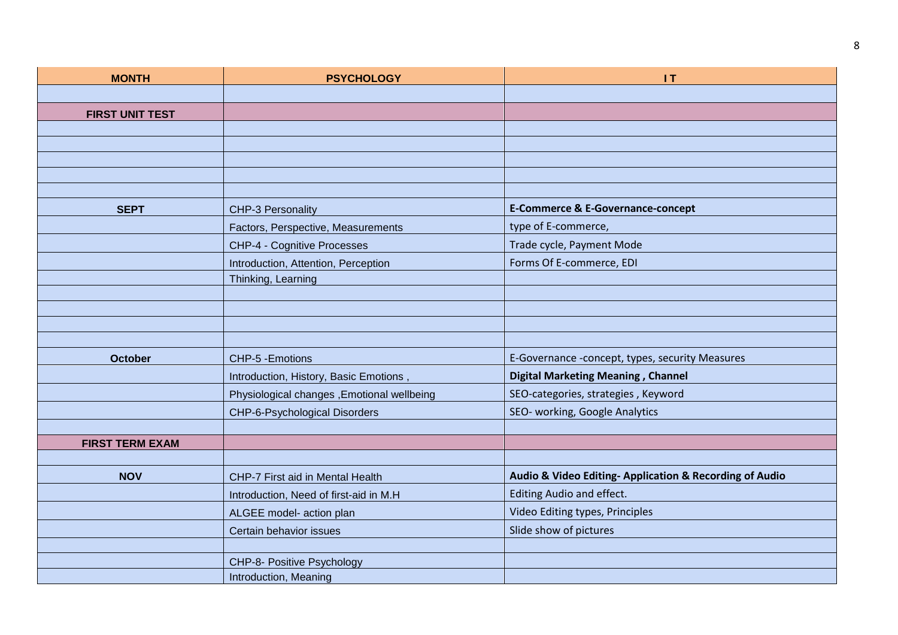| MONTH | PSYCHOLOGY | I T |
|---|---|---|
| | | |
| **FIRST UNIT TEST** | | |
| | | |
| | | |
| | | |
| | | |
| | | |
| **SEPT** | CHP-3 Personality | **E-Commerce & E-Governance-concept** |
| | Factors, Perspective, Measurements | type of E-commerce, |
| | CHP-4 - Cognitive Processes | Trade cycle, Payment Mode |
| | Introduction, Attention, Perception | Forms Of E-commerce, EDI |
| | Thinking, Learning | |
| | | |
| | | |
| | | |
| | | |
| **October** | CHP-5 -Emotions | E-Governance -concept, types, security Measures |
| | Introduction, History, Basic Emotions , | **Digital Marketing Meaning , Channel** |
| | Physiological changes ,Emotional wellbeing | SEO-categories, strategies , Keyword |
| | CHP-6-Psychological Disorders | SEO- working, Google Analytics |
| | | |
| **FIRST TERM EXAM** | | |
| | | |
| **NOV** | CHP-7 First aid in Mental Health | **Audio & Video Editing- Application & Recording of Audio** |
| | Introduction, Need of first-aid in M.H | Editing Audio and effect. |
| | ALGEE model- action plan | Video Editing types, Principles |
| | Certain behavior issues | Slide show of pictures |
| | | |
| | CHP-8- Positive Psychology | |
| | Introduction, Meaning | |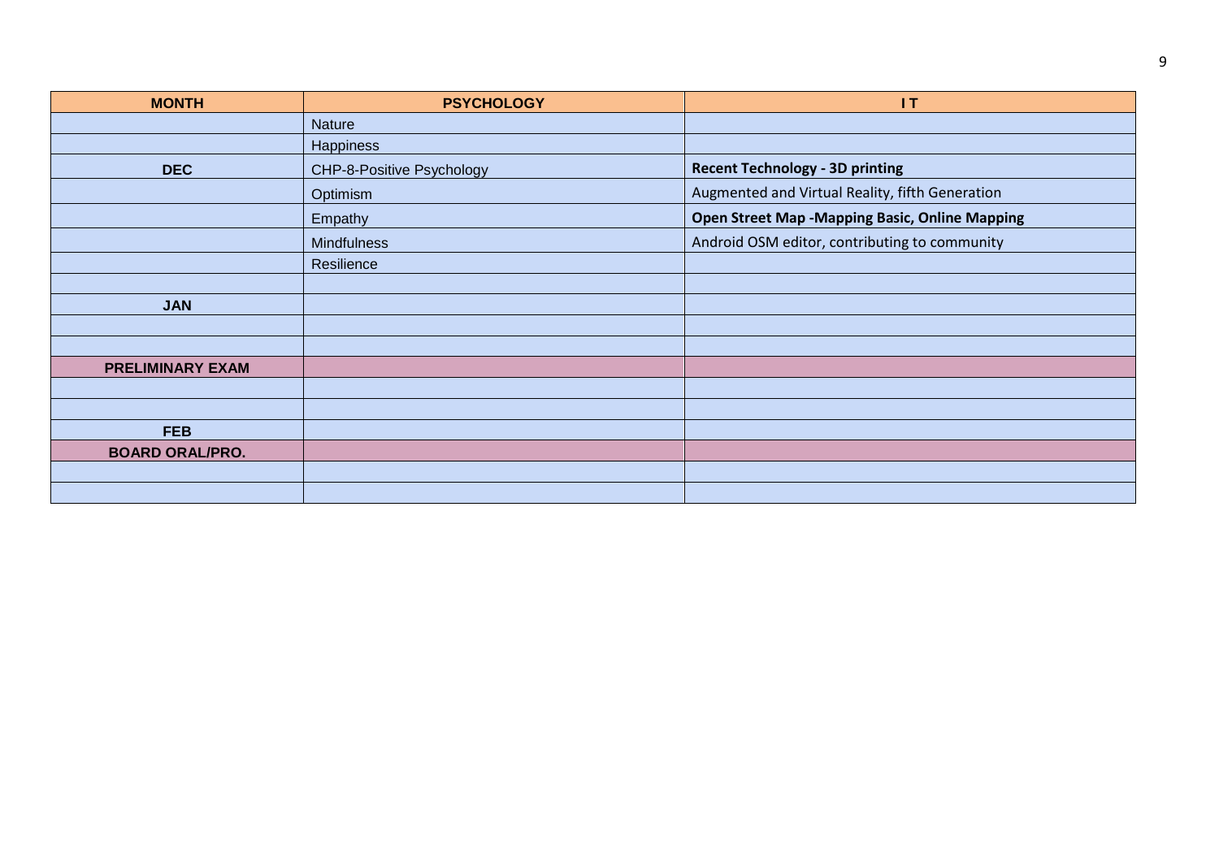| MONTH | PSYCHOLOGY | I T |
|---|---|---|
| | Nature | |
| | Happiness | |
| DEC | CHP-8-Positive Psychology | **Recent Technology - 3D printing** |
| | Optimism | Augmented and Virtual Reality, fifth Generation |
| | Empathy | **Open Street Map -Mapping Basic, Online Mapping** |
| | Mindfulness | Android OSM editor, contributing to community |
| | Resilience | |
| | | |
| JAN | | |
| | | |
| | | |
| PRELIMINARY EXAM | | |
| | | |
| | | |
| FEB | | |
| BOARD ORAL/PRO. | | |
| | | |
| | | |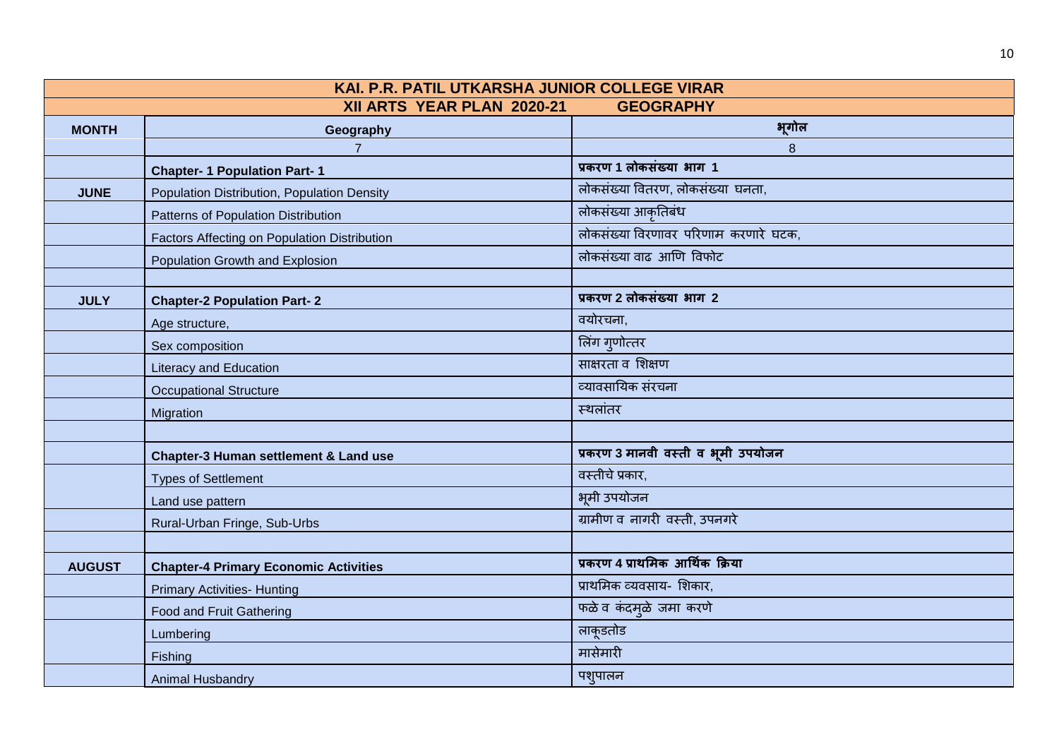| KAI. P.R. PATIL UTKARSHA JUNIOR COLLEGE VIRAR | | |
|---|---|---|
| XII ARTS YEAR PLAN 2020-21 GEOGRAPHY | | |
| **MONTH** | **Geography** | **भूगोल** |
| | 7 | 8 |
| | **Chapter- 1 Population Part- 1** | **प्रकरण 1 लोकसंख्या भाग 1** |
| **JUNE** | Population Distribution, Population Density | लोकसंख्या वितरण, लोकसंख्या घनता, |
| | Patterns of Population Distribution | लोकसंख्या आकृतिबंध |
| | Factors Affecting on Population Distribution | लोकसंख्या विरणावर परिणाम करणारे घटक, |
| | Population Growth and Explosion | लोकसंख्या वाढ आणि विफोट |
| | | |
| **JULY** | **Chapter-2 Population Part- 2** | **प्रकरण 2 लोकसंख्या भाग 2** |
| | Age structure, | वयोरचना, |
| | Sex composition | लिंग गुणोत्तर |
| | Literacy and Education | साक्षरता व शिक्षण |
| | Occupational Structure | व्यावसायिक संरचना |
| | Migration | स्थलांतर |
| | | |
| | **Chapter-3 Human settlement & Land use** | **प्रकरण 3 मानवी वस्ती व भूमी उपयोजन** |
| | Types of Settlement | वस्तीचे प्रकार, |
| | Land use pattern | भूमी उपयोजन |
| | Rural-Urban Fringe, Sub-Urbs | ग्रामीण व नागरी वस्ती, उपनगरे |
| | | |
| **AUGUST** | **Chapter-4 Primary Economic Activities** | **प्रकरण 4 प्राथमिक आर्थिक क्रिया** |
| | Primary Activities- Hunting | प्राथमिक व्यवसाय- शिकार, |
| | Food and Fruit Gathering | फळे व कंदमुळे जमा करणे |
| | Lumbering | लाकूडतोड |
| | Fishing | मासेमारी |
| | Animal Husbandry | पशुपालन |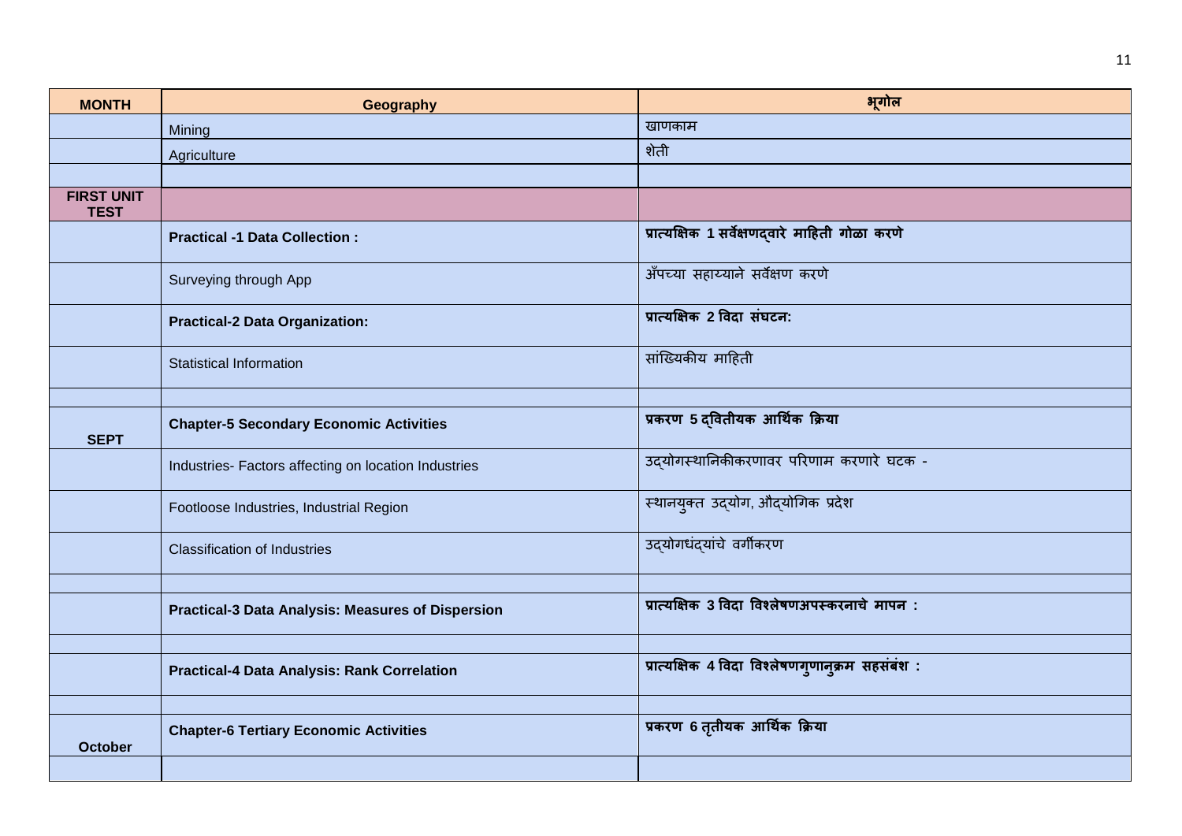| MONTH | Geography | भूगोल |
|---|---|---|
| | Mining | खाणकाम |
| | Agriculture | शेती |
| | | |
| **FIRST UNIT TEST** | | |
| | **Practical -1 Data Collection :** | **प्रात्यक्षिक 1 सर्वेक्षणद्वारे माहिती गोळा करणे** |
| | Surveying through App | अँपच्या सहाय्याने सर्वेक्षण करणे |
| | **Practical-2 Data Organization:** | **प्रात्यक्षिक 2 विदा संघटन:** |
| | Statistical Information | सांख्यिकीय माहिती |
| | | |
| **SEPT** | **Chapter-5 Secondary Economic Activities** | **प्रकरण 5 द्वितीयक आर्थिक क्रिया** |
| | Industries- Factors affecting on location Industries | उद्योगस्थानिकीकरणावर परिणाम करणारे घटक - |
| | Footloose Industries, Industrial Region | स्थानयुक्त उद्योग, औद्योगिक प्रदेश |
| | Classification of Industries | उद्योगधंद्यांचे वर्गीकरण |
| | | |
| | **Practical-3 Data Analysis: Measures of Dispersion** | **प्रात्यक्षिक 3 विदा विश्लेषणअपस्करनाचे मापन :** |
| | | |
| | **Practical-4 Data Analysis: Rank Correlation** | **प्रात्यक्षिक 4 विदा विश्लेषणगुणानुक्रम सहसंबंश :** |
| | | |
| **October** | **Chapter-6 Tertiary Economic Activities** | **प्रकरण 6 तृतीयक आर्थिक क्रिया** |
| | | |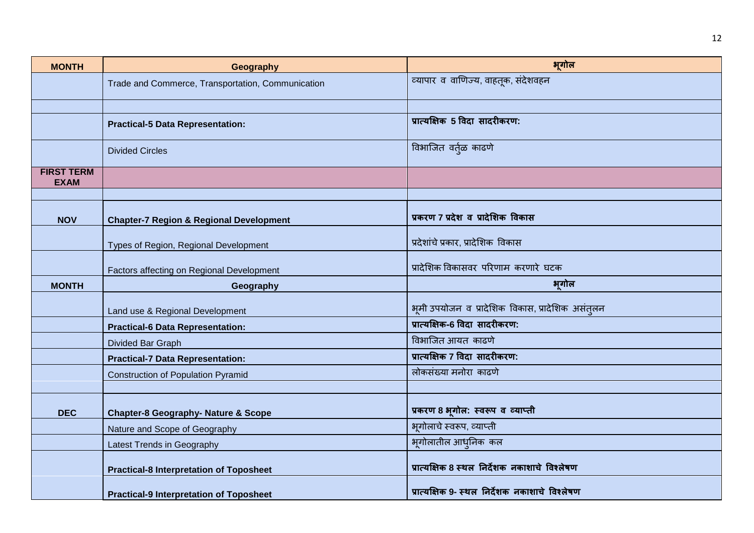| MONTH | Geography | भूगोल |
|---|---|---|
| | Trade and Commerce, Transportation, Communication | व्यापार व वाणिज्य, वाहतूक, संदेशवहन |
| | | |
| | **Practical-5 Data Representation:** | **प्रात्यक्षिक 5 विदा सादरीकरण:** |
| | Divided Circles | विभाजित वर्तुळ काढणे |
| **FIRST TERM EXAM** | | |
| | | |
| **NOV** | **Chapter-7 Region & Regional Development** | **प्रकरण 7 प्रदेश व प्रादेशिक विकास** |
| | Types of Region, Regional Development | प्रदेशांचे प्रकार, प्रादेशिक विकास |
| | Factors affecting on Regional Development | प्रादेशिक विकासवर परिणाम करणारे घटक |
| **MONTH** | **Geography** | **भूगोल** |
| | Land use & Regional Development | भूमी उपयोजन व प्रादेशिक विकास, प्रादेशिक असंतुलन |
| | **Practical-6 Data Representation:** | **प्रात्यक्षिक-6 विदा सादरीकरण:** |
| | Divided Bar Graph | विभाजित आयत काढणे |
| | **Practical-7 Data Representation:** | **प्रात्यक्षिक 7 विदा सादरीकरण:** |
| | Construction of Population Pyramid | लोकसंख्या मनोरा काढणे |
| | | |
| **DEC** | **Chapter-8 Geography- Nature & Scope** | **प्रकरण 8 भूगोल: स्वरूप व व्याप्ती** |
| | Nature and Scope of Geography | भूगोलाचे स्वरूप, व्याप्ती |
| | Latest Trends in Geography | भूगोलातील आधुनिक कल |
| | **Practical-8 Interpretation of Toposheet** | **प्रात्यक्षिक 8 स्थल निर्देशक नकाशाचे विश्लेषण** |
| | **Practical-9 Interpretation of Toposheet** | **प्रात्यक्षिक 9- स्थल निर्देशक नकाशाचे विश्लेषण** |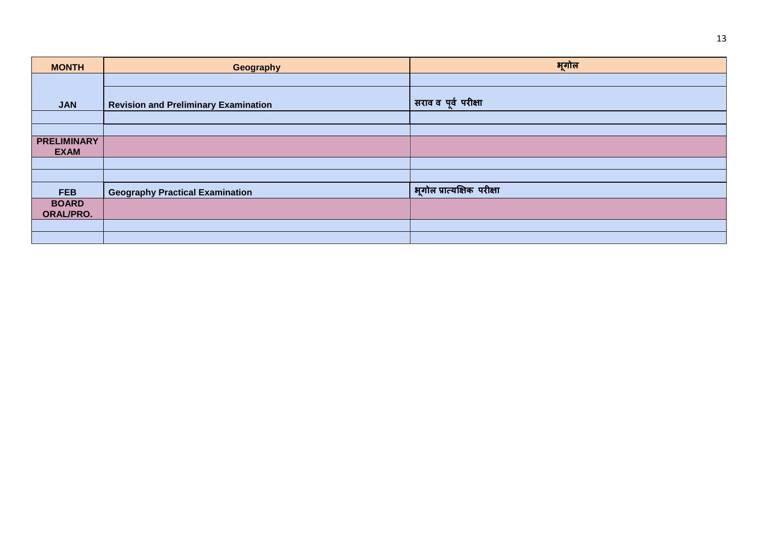| MONTH | Geography | भूगोल |
|---|---|---|
| | | |
| JAN | Revision and Preliminary Examination | सराव व पूर्व परीक्षा |
| | | |
| | | |
| PRELIMINARY EXAM | | |
| | | |
| | | |
| FEB | Geography Practical Examination | भूगोल प्रात्यक्षिक परीक्षा |
| BOARD ORAL/PRO. | | |
| | | |
| | | |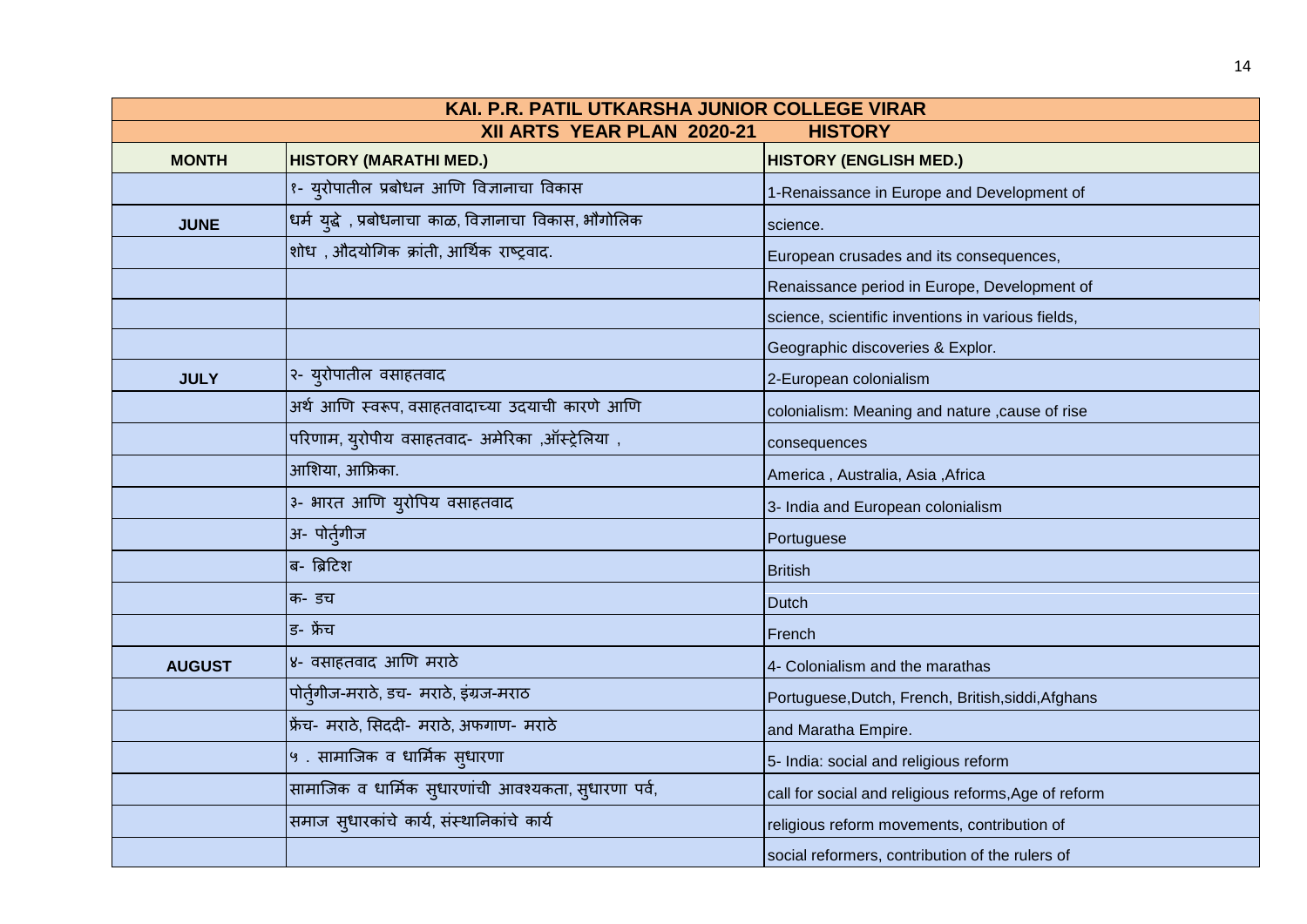| KAI. P.R. PATIL UTKARSHA JUNIOR COLLEGE VIRAR | | |
|---|---|---|
| XII ARTS YEAR PLAN 2020-21 | | HISTORY |
| **MONTH** | **HISTORY (MARATHI MED.)** | **HISTORY (ENGLISH MED.)** |
| | १- युरोपातील प्रबोधन आणि विज्ञानाचा विकास | 1-Renaissance in Europe and Development of |
| **JUNE** | धर्म युद्धे , प्रबोधनाचा काळ, विज्ञानाचा विकास, भौगोलिक | science. |
| | शोध , औदयोगिक क्रांती, आर्थिक राष्ट्रवाद. | European crusades and its consequences, |
| | | Renaissance period in Europe, Development of |
| | | science, scientific inventions in various fields, |
| | | Geographic discoveries & Explor. |
| **JULY** | २- युरोपातील वसाहतवाद | 2-European colonialism |
| | अर्थ आणि स्वरूप, वसाहतवादाच्या उदयाची कारणे आणि | colonialism: Meaning and nature ,cause of rise |
| | परिणाम, युरोपीय वसाहतवाद- अमेरिका ,ऑस्ट्रेलिया , | consequences |
| | आशिया, आफ्रिका. | America , Australia, Asia ,Africa |
| | ३- भारत आणि युरोपिय वसाहतवाद | 3- India and European colonialism |
| | अ- पोर्तुगीज | Portuguese |
| | ब- ब्रिटिश | British |
| | क- डच | Dutch |
| | ड- फ्रेंच | French |
| **AUGUST** | ४- वसाहतवाद आणि मराठे | 4- Colonialism and the marathas |
| | पोर्तुगीज-मराठे, डच- मराठे, इंग्रज-मराठ | Portuguese,Dutch, French, British,siddi,Afghans |
| | फ्रेंच- मराठे, सिददी- मराठे, अफगाण- मराठे | and Maratha Empire. |
| | ५ . सामाजिक व धार्मिक सुधारणा | 5- India: social and religious reform |
| | सामाजिक व धार्मिक सुधारणांची आवश्यकता, सुधारणा पर्व, | call for social and religious reforms,Age of reform |
| | समाज सुधारकांचे कार्य, संस्थानिकांचे कार्य | religious reform movements, contribution of |
| | | social reformers, contribution of the rulers of |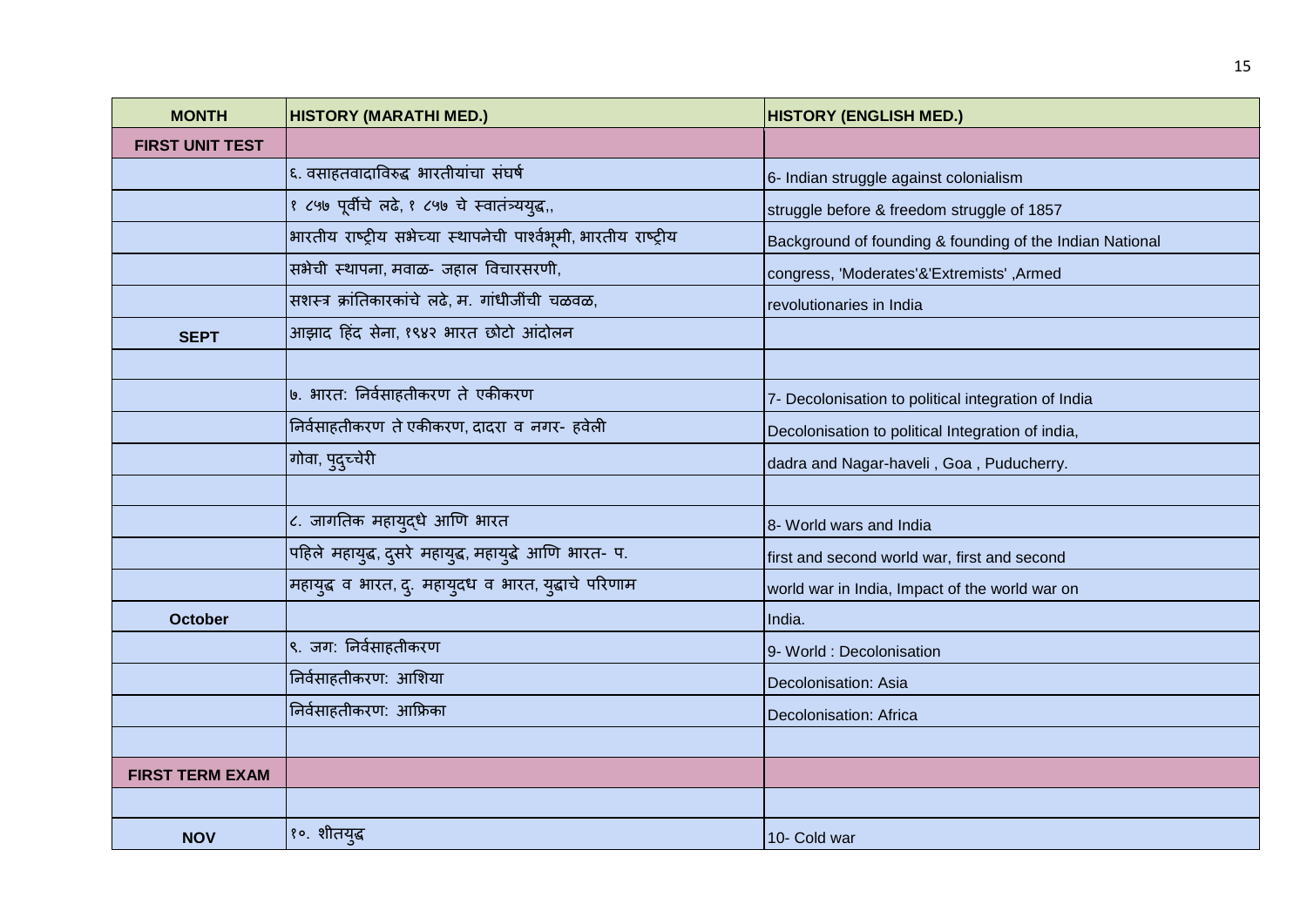| MONTH | HISTORY (MARATHI MED.) | HISTORY (ENGLISH MED.) |
|---|---|---|
| **FIRST UNIT TEST** | | |
| | ६. वसाहतवादाविरुद्ध भारतीयांचा संघर्ष | 6- Indian struggle against colonialism |
| | १ ८५७ पूर्वीचे लढे, १ ८५७ चे स्वातंत्र्ययुद्ध,, | struggle before & freedom struggle of 1857 |
| | भारतीय राष्ट्रीय सभेच्या स्थापनेची पार्श्वभूमी, भारतीय राष्ट्रीय | Background of founding & founding of the Indian National |
| | सभेची स्थापना, मवाळ- जहाल विचारसरणी, | congress, 'Moderates'&'Extremists' ,Armed |
| | सशस्त्र क्रांतिकारकांचे लढे, म. गांधीजींची चळवळ, | revolutionaries in India |
| **SEPT** | आझाद हिंद सेना, १९४२ भारत छोटो आंदोलन | |
| | | |
| | ७. भारत: निर्वसाहतीकरण ते एकीकरण | 7- Decolonisation to political integration of India |
| | निर्वसाहतीकरण ते एकीकरण, दादरा व नगर- हवेली | Decolonisation to political Integration of india, |
| | गोवा, पुदुच्चेरी | dadra and Nagar-haveli , Goa , Puducherry. |
| | | |
| | ८. जागतिक महायुद्धे आणि भारत | 8- World wars and India |
| | पहिले महायुद्ध, दुसरे महायुद्ध, महायुद्धे आणि भारत- प. | first and second world war, first and second |
| | महायुद्ध व भारत, दु. महायुदध व भारत, युद्धाचे परिणाम | world war in India, Impact of the world war on |
| **October** | | India. |
| | ९. जग: निर्वसाहतीकरण | 9- World : Decolonisation |
| | निर्वसाहतीकरण: आशिया | Decolonisation: Asia |
| | निर्वसाहतीकरण: आफ्रिका | Decolonisation: Africa |
| | | |
| **FIRST TERM EXAM** | | |
| | | |
| **NOV** | १०. शीतयुद्ध | 10- Cold war |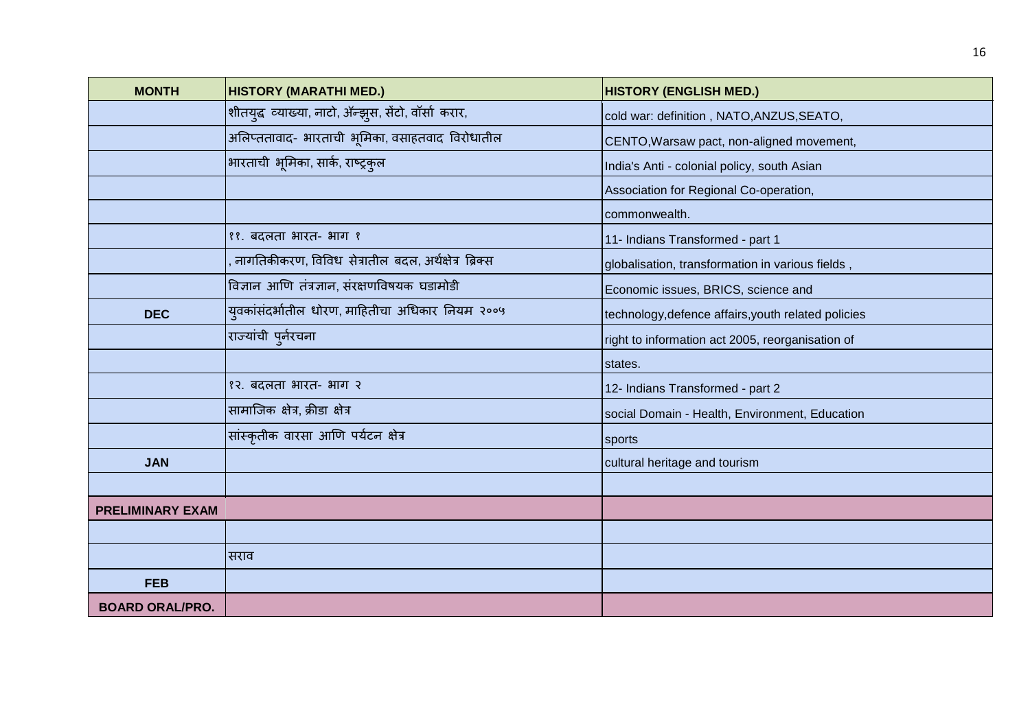| MONTH | HISTORY (MARATHI MED.) | HISTORY (ENGLISH MED.) |
|---|---|---|
| | शीतयुद्ध व्याख्या, नाटो, ॲन्झुस, सेंटो, वॉर्सा करार, | cold war: definition , NATO,ANZUS,SEATO, |
| | अलिप्ततावाद- भारताची भूमिका, वसाहतवाद विरोधातील | CENTO,Warsaw pact, non-aligned movement, |
| | भारताची भूमिका, सार्क, राष्ट्रकुल | India's Anti - colonial policy, south Asian |
| | | Association for Regional Co-operation, |
| | | commonwealth. |
| | ११. बदलता भारत- भाग १ | 11- Indians Transformed - part 1 |
| | , नागतिकीकरण, विविध सेत्रातील बदल, अर्थक्षेत्र ब्रिक्स | globalisation, transformation in various fields , |
| | विज्ञान आणि तंत्रज्ञान, संरक्षणविषयक घडामोडी | Economic issues, BRICS, science and |
| DEC | युवकांसंदर्भातील धोरण, माहितीचा अधिकार नियम २००५ | technology,defence affairs,youth related policies |
| | राज्यांची पुर्नरचना | right to information act 2005, reorganisation of |
| | | states. |
| | १२. बदलता भारत- भाग २ | 12- Indians Transformed - part 2 |
| | सामाजिक क्षेत्र, क्रीडा क्षेत्र | social Domain - Health, Environment, Education |
| | सांस्कृतीक वारसा आणि पर्यटन क्षेत्र | sports |
| JAN | | cultural heritage and tourism |
| | | |
| PRELIMINARY EXAM | | |
| | | |
| | सराव | |
| FEB | | |
| BOARD ORAL/PRO. | | |